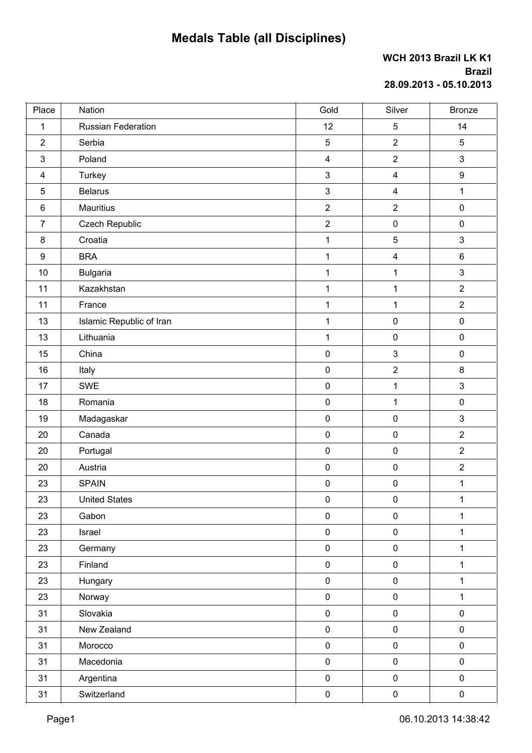# Medals Table (all Disciplines)

**WCH 2013 Brazil LK K1**
**Brazil**
**28.09.2013 - 05.10.2013**

| Place | Nation | Gold | Silver | Bronze |
|---|---|---|---|---|
| 1 | Russian Federation | 12 | 5 | 14 |
| 2 | Serbia | 5 | 2 | 5 |
| 3 | Poland | 4 | 2 | 3 |
| 4 | Turkey | 3 | 4 | 9 |
| 5 | Belarus | 3 | 4 | 1 |
| 6 | Mauritius | 2 | 2 | 0 |
| 7 | Czech Republic | 2 | 0 | 0 |
| 8 | Croatia | 1 | 5 | 3 |
| 9 | BRA | 1 | 4 | 6 |
| 10 | Bulgaria | 1 | 1 | 3 |
| 11 | Kazakhstan | 1 | 1 | 2 |
| 11 | France | 1 | 1 | 2 |
| 13 | Islamic Republic of Iran | 1 | 0 | 0 |
| 13 | Lithuania | 1 | 0 | 0 |
| 15 | China | 0 | 3 | 0 |
| 16 | Italy | 0 | 2 | 8 |
| 17 | SWE | 0 | 1 | 3 |
| 18 | Romania | 0 | 1 | 0 |
| 19 | Madagaskar | 0 | 0 | 3 |
| 20 | Canada | 0 | 0 | 2 |
| 20 | Portugal | 0 | 0 | 2 |
| 20 | Austria | 0 | 0 | 2 |
| 23 | SPAIN | 0 | 0 | 1 |
| 23 | United States | 0 | 0 | 1 |
| 23 | Gabon | 0 | 0 | 1 |
| 23 | Israel | 0 | 0 | 1 |
| 23 | Germany | 0 | 0 | 1 |
| 23 | Finland | 0 | 0 | 1 |
| 23 | Hungary | 0 | 0 | 1 |
| 23 | Norway | 0 | 0 | 1 |
| 31 | Slovakia | 0 | 0 | 0 |
| 31 | New Zealand | 0 | 0 | 0 |
| 31 | Morocco | 0 | 0 | 0 |
| 31 | Macedonia | 0 | 0 | 0 |
| 31 | Argentina | 0 | 0 | 0 |
| 31 | Switzerland | 0 | 0 | 0 |

06.10.2013 14:38:42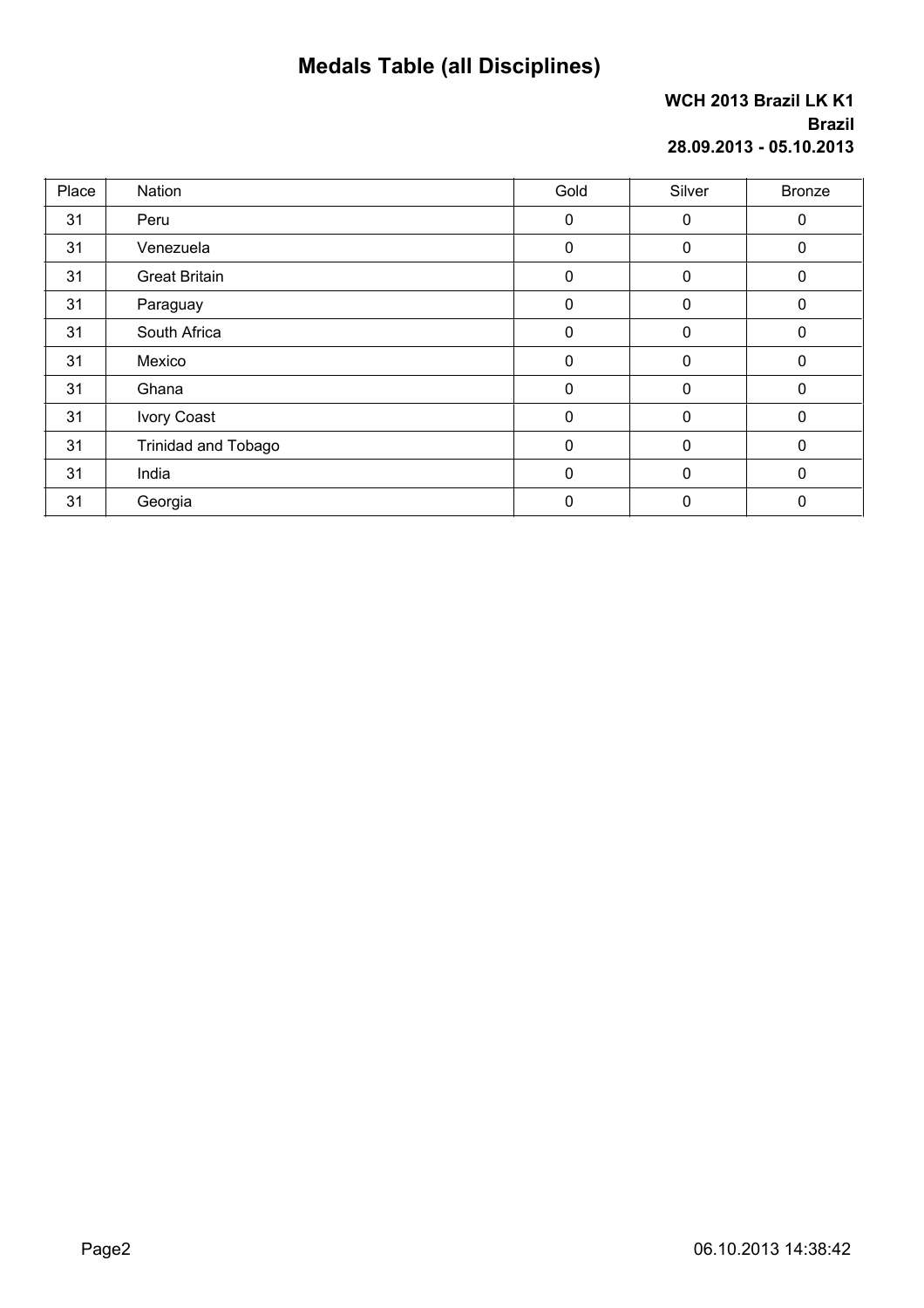# Medals Table (all Disciplines)

**WCH 2013 Brazil LK K1**
**Brazil**
**28.09.2013 - 05.10.2013**

| Place | Nation | Gold | Silver | Bronze |
|---|---|---|---|---|
| 31 | Peru | 0 | 0 | 0 |
| 31 | Venezuela | 0 | 0 | 0 |
| 31 | Great Britain | 0 | 0 | 0 |
| 31 | Paraguay | 0 | 0 | 0 |
| 31 | South Africa | 0 | 0 | 0 |
| 31 | Mexico | 0 | 0 | 0 |
| 31 | Ghana | 0 | 0 | 0 |
| 31 | Ivory Coast | 0 | 0 | 0 |
| 31 | Trinidad and Tobago | 0 | 0 | 0 |
| 31 | India | 0 | 0 | 0 |
| 31 | Georgia | 0 | 0 | 0 |

06.10.2013 14:38:42